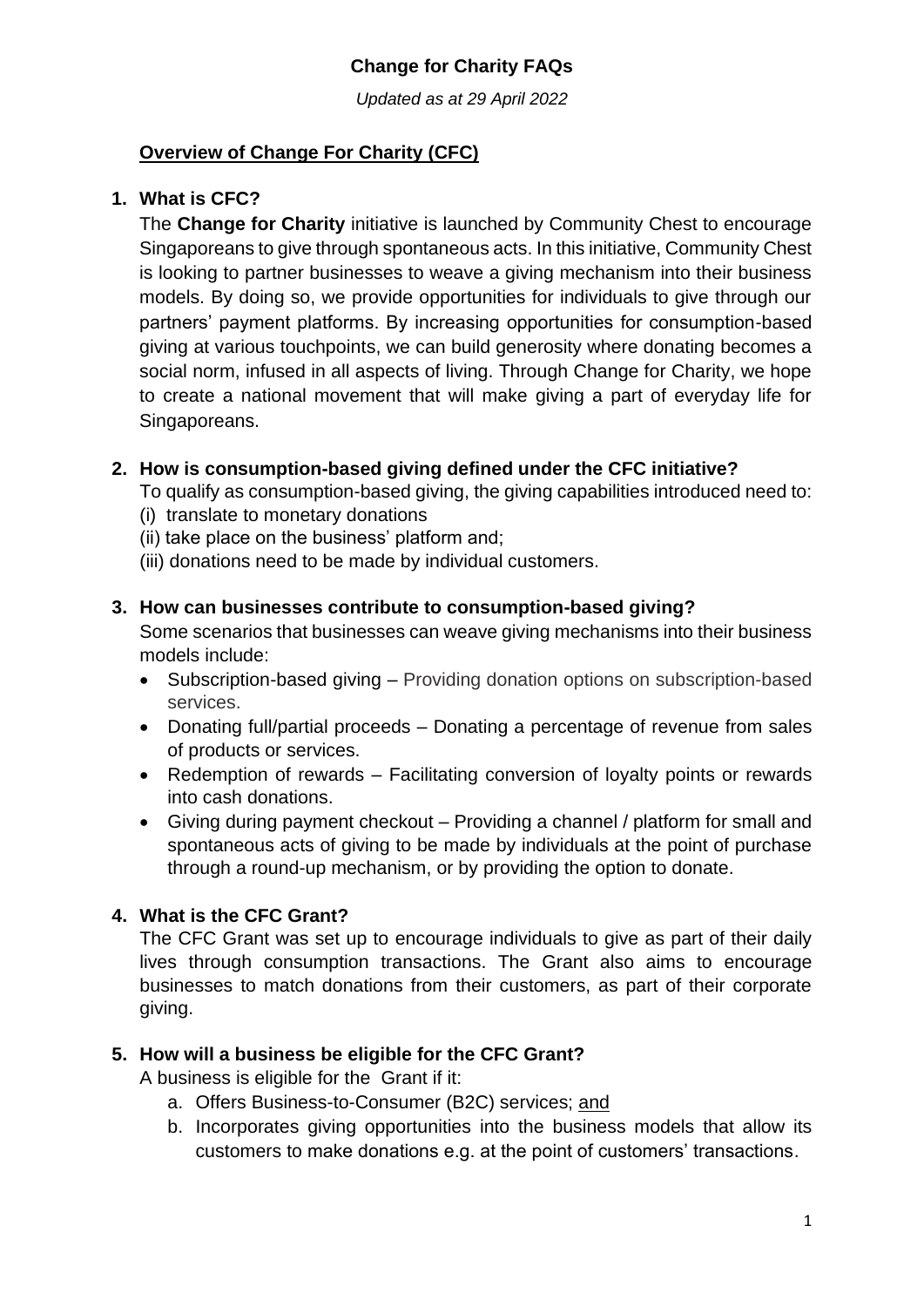# Change for Charity FAQs

*Updated as at 29 April 2022*

## Overview of Change For Charity (CFC)

**1. What is CFC?**

The **Change for Charity** initiative is launched by Community Chest to encourage Singaporeans to give through spontaneous acts. In this initiative, Community Chest is looking to partner businesses to weave a giving mechanism into their business models. By doing so, we provide opportunities for individuals to give through our partners' payment platforms. By increasing opportunities for consumption-based giving at various touchpoints, we can build generosity where donating becomes a social norm, infused in all aspects of living. Through Change for Charity, we hope to create a national movement that will make giving a part of everyday life for Singaporeans.

**2. How is consumption-based giving defined under the CFC initiative?**

To qualify as consumption-based giving, the giving capabilities introduced need to:
(i) translate to monetary donations
(ii) take place on the business' platform and;
(iii) donations need to be made by individual customers.

**3. How can businesses contribute to consumption-based giving?**

Some scenarios that businesses can weave giving mechanisms into their business models include:

- Subscription-based giving – Providing donation options on subscription-based services.
- Donating full/partial proceeds – Donating a percentage of revenue from sales of products or services.
- Redemption of rewards – Facilitating conversion of loyalty points or rewards into cash donations.
- Giving during payment checkout – Providing a channel / platform for small and spontaneous acts of giving to be made by individuals at the point of purchase through a round-up mechanism, or by providing the option to donate.

**4. What is the CFC Grant?**

The CFC Grant was set up to encourage individuals to give as part of their daily lives through consumption transactions. The Grant also aims to encourage businesses to match donations from their customers, as part of their corporate giving.

**5. How will a business be eligible for the CFC Grant?**

A business is eligible for the Grant if it:

a. Offers Business-to-Consumer (B2C) services; and
b. Incorporates giving opportunities into the business models that allow its customers to make donations e.g. at the point of customers' transactions.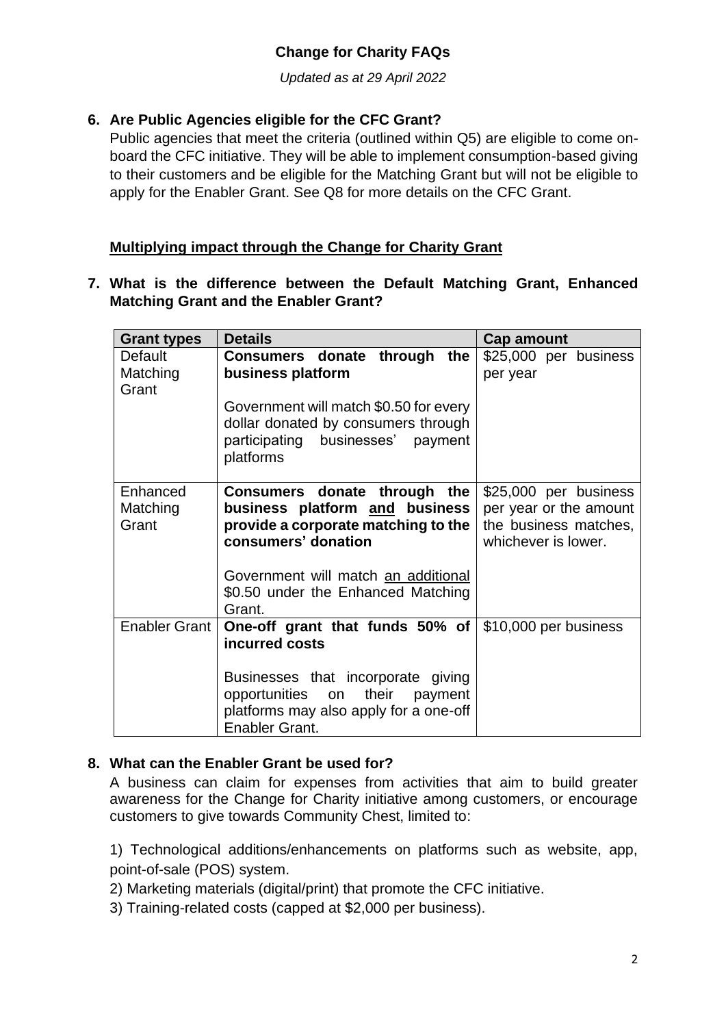**Change for Charity FAQs**

*Updated as at 29 April 2022*

**6. Are Public Agencies eligible for the CFC Grant?**

Public agencies that meet the criteria (outlined within Q5) are eligible to come on-board the CFC initiative. They will be able to implement consumption-based giving to their customers and be eligible for the Matching Grant but will not be eligible to apply for the Enabler Grant. See Q8 for more details on the CFC Grant.

## Multiplying impact through the Change for Charity Grant

**7. What is the difference between the Default Matching Grant, Enhanced Matching Grant and the Enabler Grant?**

| Grant types | Details | Cap amount |
|---|---|---|
| Default Matching Grant | **Consumers donate through the business platform**<br><br>Government will match \$0.50 for every dollar donated by consumers through participating businesses' payment platforms | \$25,000 per business per year |
| Enhanced Matching Grant | **Consumers donate through the business platform and business provide a corporate matching to the consumers' donation**<br><br>Government will match an additional \$0.50 under the Enhanced Matching Grant. | \$25,000 per business per year or the amount the business matches, whichever is lower. |
| Enabler Grant | **One-off grant that funds 50% of incurred costs**<br><br>Businesses that incorporate giving opportunities on their payment platforms may also apply for a one-off Enabler Grant. | \$10,000 per business |

**8. What can the Enabler Grant be used for?**

A business can claim for expenses from activities that aim to build greater awareness for the Change for Charity initiative among customers, or encourage customers to give towards Community Chest, limited to:

1) Technological additions/enhancements on platforms such as website, app, point-of-sale (POS) system.
2) Marketing materials (digital/print) that promote the CFC initiative.
3) Training-related costs (capped at \$2,000 per business).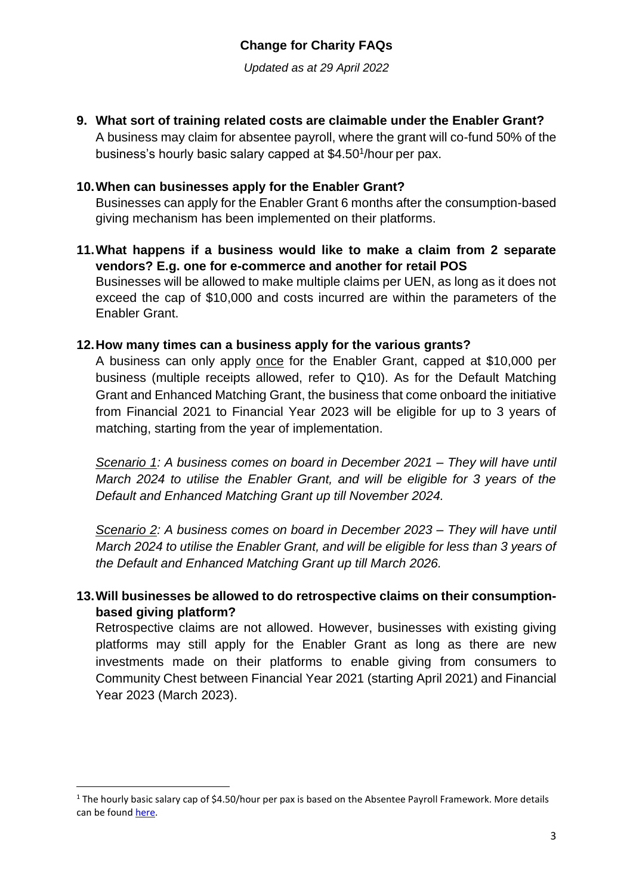**9. What sort of training related costs are claimable under the Enabler Grant?**

A business may claim for absentee payroll, where the grant will co-fund 50% of the business's hourly basic salary capped at $4.50[1]/hour per pax.

**10. When can businesses apply for the Enabler Grant?**

Businesses can apply for the Enabler Grant 6 months after the consumption-based giving mechanism has been implemented on their platforms.

**11. What happens if a business would like to make a claim from 2 separate vendors? E.g. one for e-commerce and another for retail POS**

Businesses will be allowed to make multiple claims per UEN, as long as it does not exceed the cap of $10,000 and costs incurred are within the parameters of the Enabler Grant.

**12. How many times can a business apply for the various grants?**

A business can only apply <u>once</u> for the Enabler Grant, capped at $10,000 per business (multiple receipts allowed, refer to Q10). As for the Default Matching Grant and Enhanced Matching Grant, the business that come onboard the initiative from Financial 2021 to Financial Year 2023 will be eligible for up to 3 years of matching, starting from the year of implementation.

*<u>Scenario 1</u>: A business comes on board in December 2021 – They will have until March 2024 to utilise the Enabler Grant, and will be eligible for 3 years of the Default and Enhanced Matching Grant up till November 2024.*

*<u>Scenario 2</u>: A business comes on board in December 2023 – They will have until March 2024 to utilise the Enabler Grant, and will be eligible for less than 3 years of the Default and Enhanced Matching Grant up till March 2026.*

**13. Will businesses be allowed to do retrospective claims on their consumption-based giving platform?**

Retrospective claims are not allowed. However, businesses with existing giving platforms may still apply for the Enabler Grant as long as there are new investments made on their platforms to enable giving from consumers to Community Chest between Financial Year 2021 (starting April 2021) and Financial Year 2023 (March 2023).

---

[1] The hourly basic salary cap of $4.50/hour per pax is based on the Absentee Payroll Framework. More details can be found here.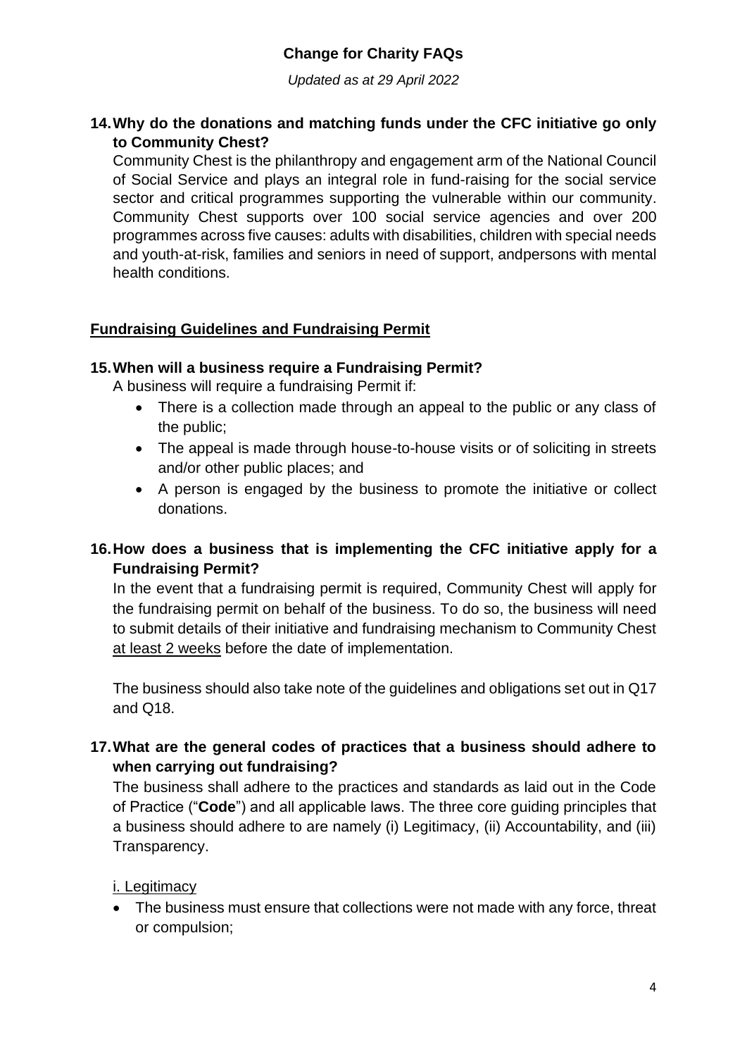**14. Why do the donations and matching funds under the CFC initiative go only to Community Chest?**

Community Chest is the philanthropy and engagement arm of the National Council of Social Service and plays an integral role in fund-raising for the social service sector and critical programmes supporting the vulnerable within our community. Community Chest supports over 100 social service agencies and over 200 programmes across five causes: adults with disabilities, children with special needs and youth-at-risk, families and seniors in need of support, andpersons with mental health conditions.

## Fundraising Guidelines and Fundraising Permit

**15. When will a business require a Fundraising Permit?**

A business will require a fundraising Permit if:

- There is a collection made through an appeal to the public or any class of the public;
- The appeal is made through house-to-house visits or of soliciting in streets and/or other public places; and
- A person is engaged by the business to promote the initiative or collect donations.

**16. How does a business that is implementing the CFC initiative apply for a Fundraising Permit?**

In the event that a fundraising permit is required, Community Chest will apply for the fundraising permit on behalf of the business. To do so, the business will need to submit details of their initiative and fundraising mechanism to Community Chest at least 2 weeks before the date of implementation.

The business should also take note of the guidelines and obligations set out in Q17 and Q18.

**17. What are the general codes of practices that a business should adhere to when carrying out fundraising?**

The business shall adhere to the practices and standards as laid out in the Code of Practice ("**Code**") and all applicable laws. The three core guiding principles that a business should adhere to are namely (i) Legitimacy, (ii) Accountability, and (iii) Transparency.

i. Legitimacy

- The business must ensure that collections were not made with any force, threat or compulsion;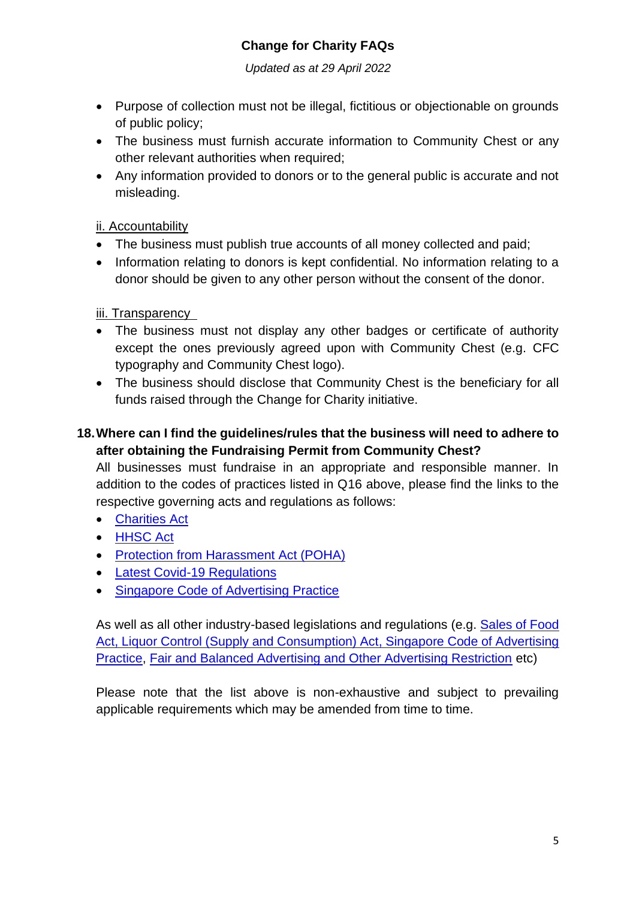- Purpose of collection must not be illegal, fictitious or objectionable on grounds of public policy;
- The business must furnish accurate information to Community Chest or any other relevant authorities when required;
- Any information provided to donors or to the general public is accurate and not misleading.

ii. Accountability

- The business must publish true accounts of all money collected and paid;
- Information relating to donors is kept confidential. No information relating to a donor should be given to any other person without the consent of the donor.

iii. Transparency

- The business must not display any other badges or certificate of authority except the ones previously agreed upon with Community Chest (e.g. CFC typography and Community Chest logo).
- The business should disclose that Community Chest is the beneficiary for all funds raised through the Change for Charity initiative.

**18. Where can I find the guidelines/rules that the business will need to adhere to after obtaining the Fundraising Permit from Community Chest?**

All businesses must fundraise in an appropriate and responsible manner. In addition to the codes of practices listed in Q16 above, please find the links to the respective governing acts and regulations as follows:

- Charities Act
- HHSC Act
- Protection from Harassment Act (POHA)
- Latest Covid-19 Regulations
- Singapore Code of Advertising Practice

As well as all other industry-based legislations and regulations (e.g. Sales of Food Act, Liquor Control (Supply and Consumption) Act, Singapore Code of Advertising Practice, Fair and Balanced Advertising and Other Advertising Restriction etc)

Please note that the list above is non-exhaustive and subject to prevailing applicable requirements which may be amended from time to time.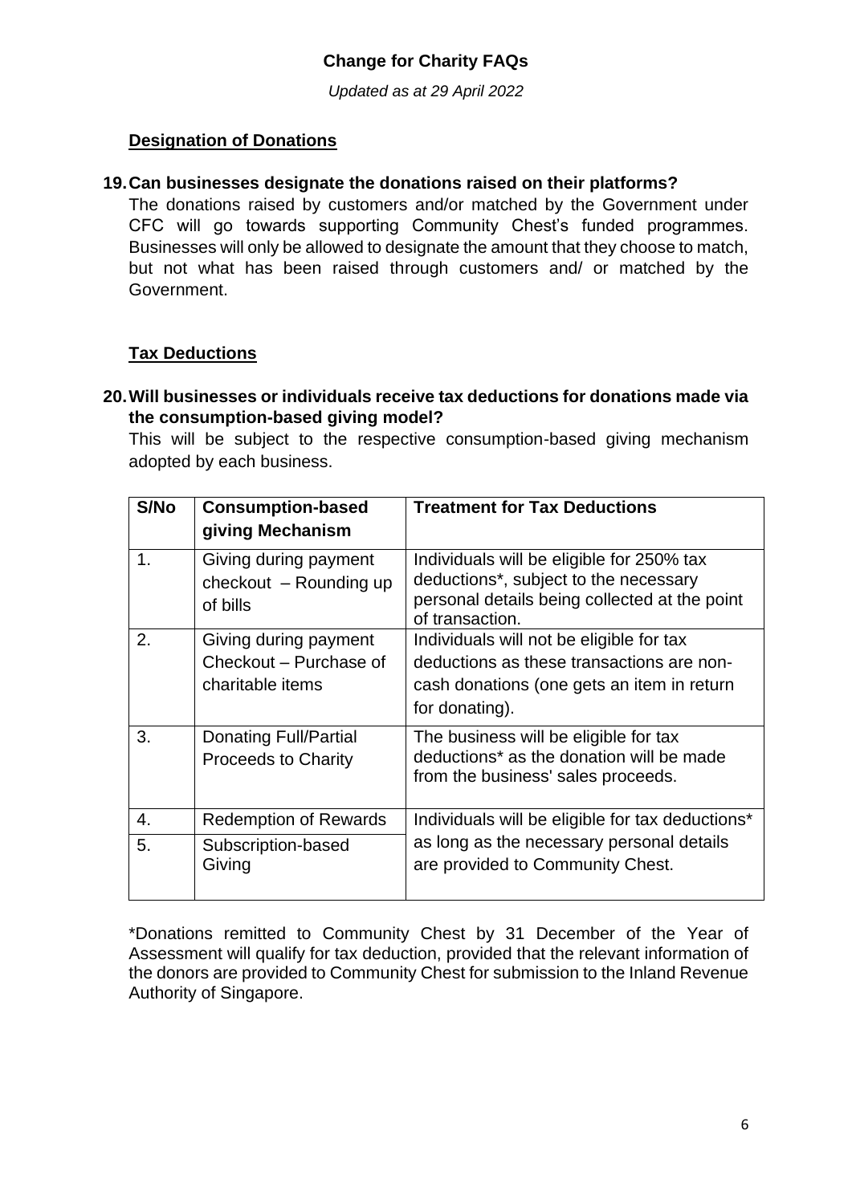# Change for Charity FAQs

*Updated as at 29 April 2022*

## Designation of Donations

**19. Can businesses designate the donations raised on their platforms?**

The donations raised by customers and/or matched by the Government under CFC will go towards supporting Community Chest's funded programmes. Businesses will only be allowed to designate the amount that they choose to match, but not what has been raised through customers and/ or matched by the Government.

## Tax Deductions

**20. Will businesses or individuals receive tax deductions for donations made via the consumption-based giving model?**

This will be subject to the respective consumption-based giving mechanism adopted by each business.

| S/No | Consumption-based giving Mechanism | Treatment for Tax Deductions |
|---|---|---|
| 1. | Giving during payment checkout – Rounding up of bills | Individuals will be eligible for 250% tax deductions*, subject to the necessary personal details being collected at the point of transaction. |
| 2. | Giving during payment Checkout – Purchase of charitable items | Individuals will not be eligible for tax deductions as these transactions are non-cash donations (one gets an item in return for donating). |
| 3. | Donating Full/Partial Proceeds to Charity | The business will be eligible for tax deductions* as the donation will be made from the business' sales proceeds. |
| 4. | Redemption of Rewards | Individuals will be eligible for tax deductions* as long as the necessary personal details are provided to Community Chest. |
| 5. | Subscription-based Giving | |

*Donations remitted to Community Chest by 31 December of the Year of Assessment will qualify for tax deduction, provided that the relevant information of the donors are provided to Community Chest for submission to the Inland Revenue Authority of Singapore.